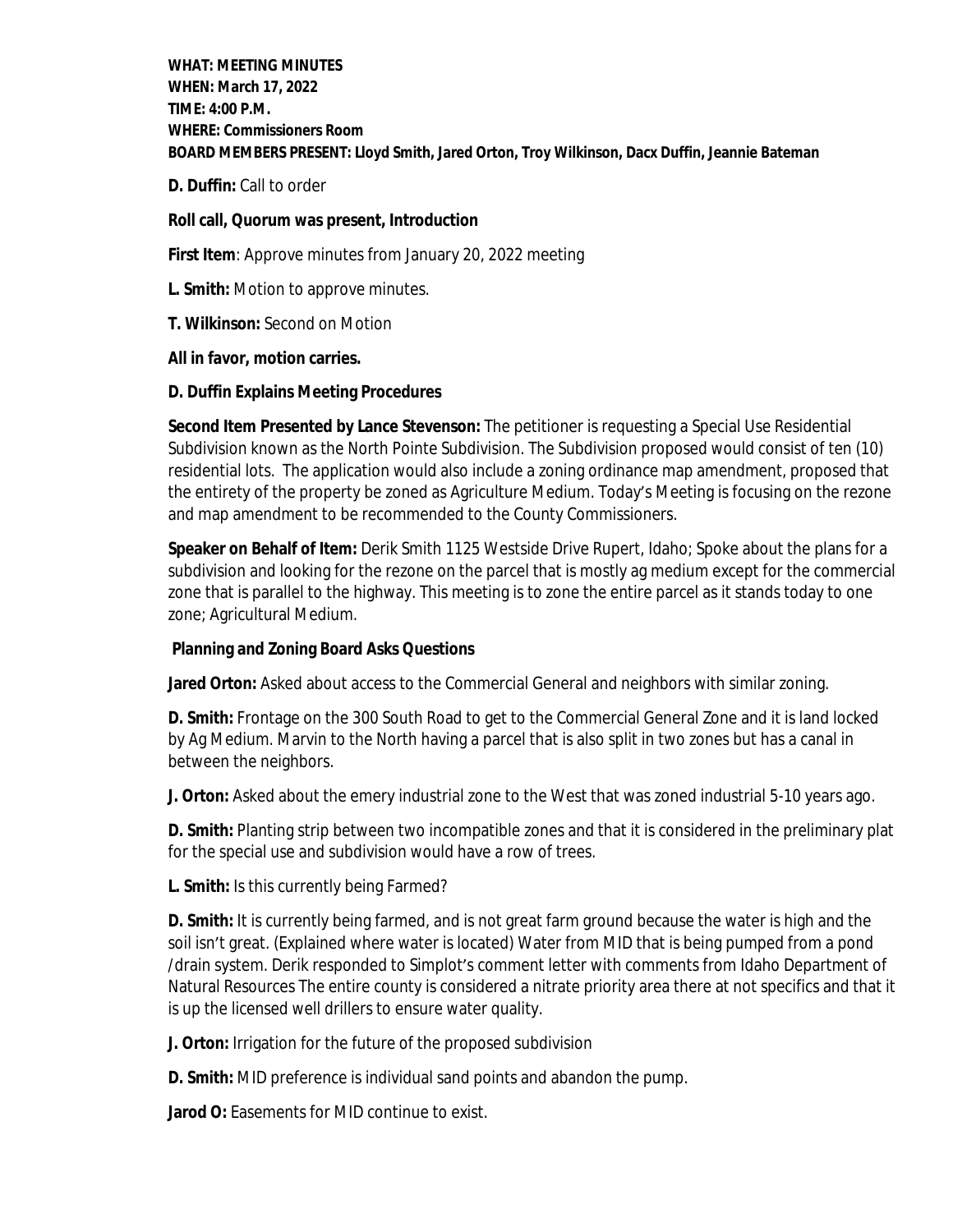**WHAT: MEETING MINUTES**
**WHEN: March 17, 2022**
**TIME: 4:00 P.M.**
**WHERE: Commissioners Room**
**BOARD MEMBERS PRESENT: Lloyd Smith, Jared Orton, Troy Wilkinson, Dacx Duffin, Jeannie Bateman**

**D. Duffin:** Call to order

**Roll call, Quorum was present, Introduction**

**First Item**: Approve minutes from January 20, 2022 meeting

**L. Smith:** Motion to approve minutes.

**T. Wilkinson:** Second on Motion

**All in favor, motion carries.**

**D. Duffin Explains Meeting Procedures**

**Second Item Presented by Lance Stevenson:** The petitioner is requesting a Special Use Residential Subdivision known as the North Pointe Subdivision. The Subdivision proposed would consist of ten (10) residential lots. The application would also include a zoning ordinance map amendment, proposed that the entirety of the property be zoned as Agriculture Medium. Today's Meeting is focusing on the rezone and map amendment to be recommended to the County Commissioners.

**Speaker on Behalf of Item:** Derik Smith 1125 Westside Drive Rupert, Idaho; Spoke about the plans for a subdivision and looking for the rezone on the parcel that is mostly ag medium except for the commercial zone that is parallel to the highway. This meeting is to zone the entire parcel as it stands today to one zone; Agricultural Medium.

**Planning and Zoning Board Asks Questions**

**Jared Orton:** Asked about access to the Commercial General and neighbors with similar zoning.

**D. Smith:** Frontage on the 300 South Road to get to the Commercial General Zone and it is land locked by Ag Medium. Marvin to the North having a parcel that is also split in two zones but has a canal in between the neighbors.

**J. Orton:** Asked about the emery industrial zone to the West that was zoned industrial 5-10 years ago.

**D. Smith:** Planting strip between two incompatible zones and that it is considered in the preliminary plat for the special use and subdivision would have a row of trees.

**L. Smith:** Is this currently being Farmed?

**D. Smith:** It is currently being farmed, and is not great farm ground because the water is high and the soil isn't great. (Explained where water is located) Water from MID that is being pumped from a pond /drain system. Derik responded to Simplot's comment letter with comments from Idaho Department of Natural Resources The entire county is considered a nitrate priority area there at not specifics and that it is up the licensed well drillers to ensure water quality.

**J. Orton:** Irrigation for the future of the proposed subdivision

**D. Smith:** MID preference is individual sand points and abandon the pump.

**Jarod O:** Easements for MID continue to exist.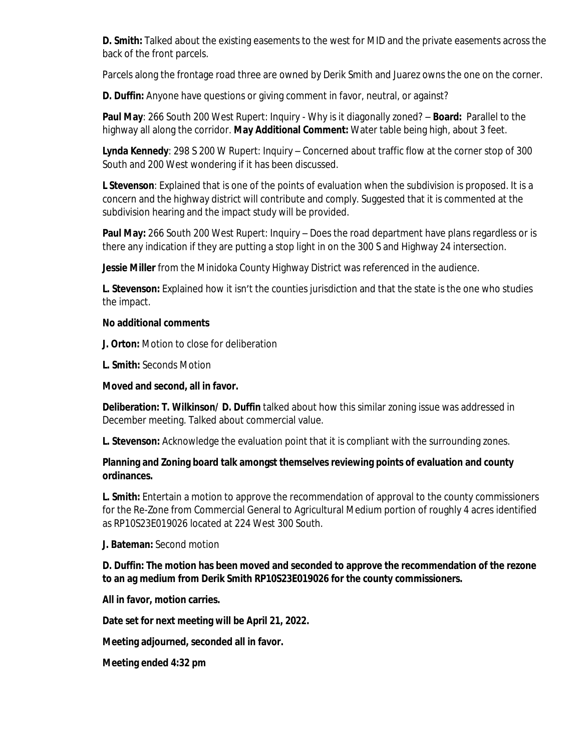**D. Smith:** Talked about the existing easements to the west for MID and the private easements across the back of the front parcels.

Parcels along the frontage road three are owned by Derik Smith and Juarez owns the one on the corner.

**D. Duffin:** Anyone have questions or giving comment in favor, neutral, or against?

**Paul May**: 266 South 200 West Rupert: Inquiry - Why is it diagonally zoned? – **Board:** Parallel to the highway all along the corridor. **May Additional Comment:** Water table being high, about 3 feet.

**Lynda Kennedy**: 298 S 200 W Rupert: Inquiry – Concerned about traffic flow at the corner stop of 300 South and 200 West wondering if it has been discussed.

**L Stevenson**: Explained that is one of the points of evaluation when the subdivision is proposed. It is a concern and the highway district will contribute and comply. Suggested that it is commented at the subdivision hearing and the impact study will be provided.

**Paul May:** 266 South 200 West Rupert: Inquiry – Does the road department have plans regardless or is there any indication if they are putting a stop light in on the 300 S and Highway 24 intersection.

**Jessie Miller** from the Minidoka County Highway District was referenced in the audience.

**L. Stevenson:** Explained how it isn't the counties jurisdiction and that the state is the one who studies the impact.

**No additional comments**

**J. Orton:** Motion to close for deliberation

**L. Smith:** Seconds Motion

**Moved and second, all in favor.**

**Deliberation: T. Wilkinson/ D. Duffin** talked about how this similar zoning issue was addressed in December meeting. Talked about commercial value.

**L. Stevenson:** Acknowledge the evaluation point that it is compliant with the surrounding zones.

**Planning and Zoning board talk amongst themselves reviewing points of evaluation and county ordinances.**

**L. Smith:** Entertain a motion to approve the recommendation of approval to the county commissioners for the Re-Zone from Commercial General to Agricultural Medium portion of roughly 4 acres identified as RP10S23E019026 located at 224 West 300 South.

**J. Bateman:** Second motion

**D. Duffin: The motion has been moved and seconded to approve the recommendation of the rezone to an ag medium from Derik Smith RP10S23E019026 for the county commissioners.**

**All in favor, motion carries.**

**Date set for next meeting will be April 21, 2022.**

**Meeting adjourned, seconded all in favor.**

**Meeting ended 4:32 pm**